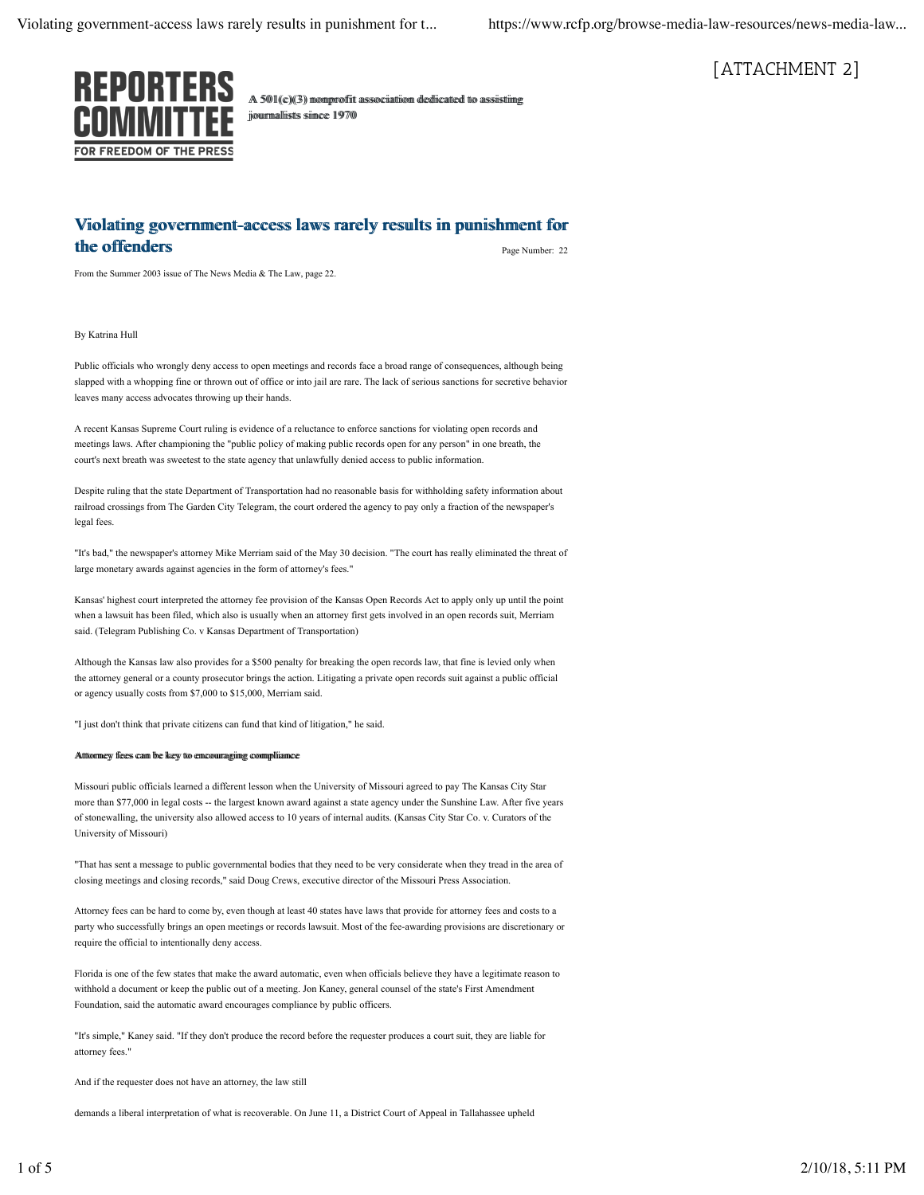[ATTACHMENT 2]

**REPORTERS COMMITTEE FOR FREEDOM OF THE PRESS**

**A 501(c)(3) nonprofit association dedicated to assisting journalists since 1970**

## Violating government-access laws rarely results in punishment for the offenders

Page Number: 22

From the Summer 2003 issue of The News Media & The Law, page 22.

By Katrina Hull

Public officials who wrongly deny access to open meetings and records face a broad range of consequences, although being slapped with a whopping fine or thrown out of office or into jail are rare. The lack of serious sanctions for secretive behavior leaves many access advocates throwing up their hands.

A recent Kansas Supreme Court ruling is evidence of a reluctance to enforce sanctions for violating open records and meetings laws. After championing the "public policy of making public records open for any person" in one breath, the court's next breath was sweetest to the state agency that unlawfully denied access to public information.

Despite ruling that the state Department of Transportation had no reasonable basis for withholding safety information about railroad crossings from The Garden City Telegram, the court ordered the agency to pay only a fraction of the newspaper's legal fees.

"It's bad," the newspaper's attorney Mike Merriam said of the May 30 decision. "The court has really eliminated the threat of large monetary awards against agencies in the form of attorney's fees."

Kansas' highest court interpreted the attorney fee provision of the Kansas Open Records Act to apply only up until the point when a lawsuit has been filed, which also is usually when an attorney first gets involved in an open records suit, Merriam said. (Telegram Publishing Co. v Kansas Department of Transportation)

Although the Kansas law also provides for a $500 penalty for breaking the open records law, that fine is levied only when the attorney general or a county prosecutor brings the action. Litigating a private open records suit against a public official or agency usually costs from $7,000 to $15,000, Merriam said.

"I just don't think that private citizens can fund that kind of litigation," he said.

#### Attorney fees can be key to encouraging compliance

Missouri public officials learned a different lesson when the University of Missouri agreed to pay The Kansas City Star more than $77,000 in legal costs -- the largest known award against a state agency under the Sunshine Law. After five years of stonewalling, the university also allowed access to 10 years of internal audits. (Kansas City Star Co. v. Curators of the University of Missouri)

"That has sent a message to public governmental bodies that they need to be very considerate when they tread in the area of closing meetings and closing records," said Doug Crews, executive director of the Missouri Press Association.

Attorney fees can be hard to come by, even though at least 40 states have laws that provide for attorney fees and costs to a party who successfully brings an open meetings or records lawsuit. Most of the fee-awarding provisions are discretionary or require the official to intentionally deny access.

Florida is one of the few states that make the award automatic, even when officials believe they have a legitimate reason to withhold a document or keep the public out of a meeting. Jon Kaney, general counsel of the state's First Amendment Foundation, said the automatic award encourages compliance by public officers.

"It's simple," Kaney said. "If they don't produce the record before the requester produces a court suit, they are liable for attorney fees."

And if the requester does not have an attorney, the law still

demands a liberal interpretation of what is recoverable. On June 11, a District Court of Appeal in Tallahassee upheld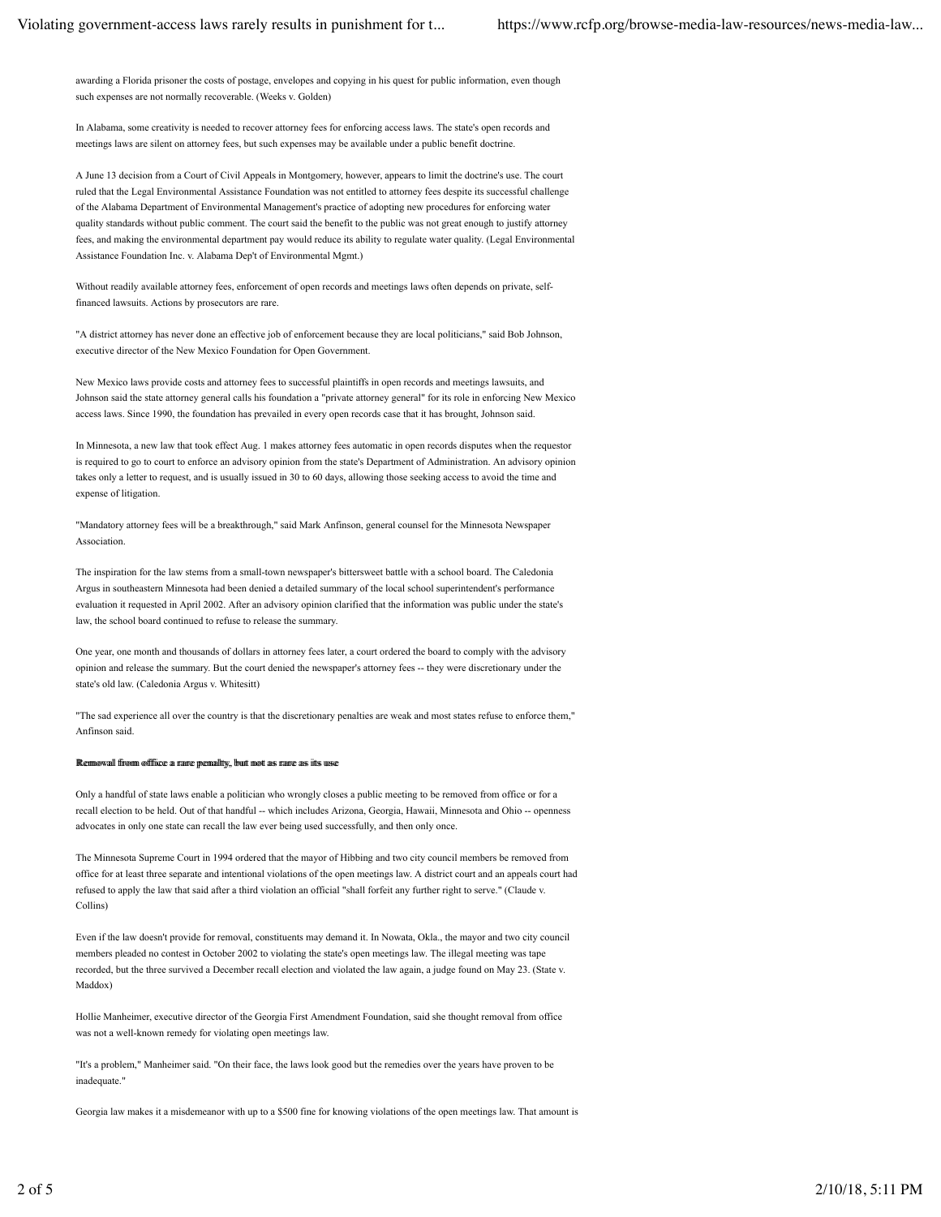awarding a Florida prisoner the costs of postage, envelopes and copying in his quest for public information, even though such expenses are not normally recoverable. (Weeks v. Golden)

In Alabama, some creativity is needed to recover attorney fees for enforcing access laws. The state's open records and meetings laws are silent on attorney fees, but such expenses may be available under a public benefit doctrine.

A June 13 decision from a Court of Civil Appeals in Montgomery, however, appears to limit the doctrine's use. The court ruled that the Legal Environmental Assistance Foundation was not entitled to attorney fees despite its successful challenge of the Alabama Department of Environmental Management's practice of adopting new procedures for enforcing water quality standards without public comment. The court said the benefit to the public was not great enough to justify attorney fees, and making the environmental department pay would reduce its ability to regulate water quality. (Legal Environmental Assistance Foundation Inc. v. Alabama Dep't of Environmental Mgmt.)

Without readily available attorney fees, enforcement of open records and meetings laws often depends on private, self-financed lawsuits. Actions by prosecutors are rare.

"A district attorney has never done an effective job of enforcement because they are local politicians," said Bob Johnson, executive director of the New Mexico Foundation for Open Government.

New Mexico laws provide costs and attorney fees to successful plaintiffs in open records and meetings lawsuits, and Johnson said the state attorney general calls his foundation a "private attorney general" for its role in enforcing New Mexico access laws. Since 1990, the foundation has prevailed in every open records case that it has brought, Johnson said.

In Minnesota, a new law that took effect Aug. 1 makes attorney fees automatic in open records disputes when the requestor is required to go to court to enforce an advisory opinion from the state's Department of Administration. An advisory opinion takes only a letter to request, and is usually issued in 30 to 60 days, allowing those seeking access to avoid the time and expense of litigation.

"Mandatory attorney fees will be a breakthrough," said Mark Anfinson, general counsel for the Minnesota Newspaper Association.

The inspiration for the law stems from a small-town newspaper's bittersweet battle with a school board. The Caledonia Argus in southeastern Minnesota had been denied a detailed summary of the local school superintendent's performance evaluation it requested in April 2002. After an advisory opinion clarified that the information was public under the state's law, the school board continued to refuse to release the summary.

One year, one month and thousands of dollars in attorney fees later, a court ordered the board to comply with the advisory opinion and release the summary. But the court denied the newspaper's attorney fees -- they were discretionary under the state's old law. (Caledonia Argus v. Whitesitt)

"The sad experience all over the country is that the discretionary penalties are weak and most states refuse to enforce them," Anfinson said.

#### Removal from office a rare penalty, but not as rare as its use

Only a handful of state laws enable a politician who wrongly closes a public meeting to be removed from office or for a recall election to be held. Out of that handful -- which includes Arizona, Georgia, Hawaii, Minnesota and Ohio -- openness advocates in only one state can recall the law ever being used successfully, and then only once.

The Minnesota Supreme Court in 1994 ordered that the mayor of Hibbing and two city council members be removed from office for at least three separate and intentional violations of the open meetings law. A district court and an appeals court had refused to apply the law that said after a third violation an official "shall forfeit any further right to serve." (Claude v. Collins)

Even if the law doesn't provide for removal, constituents may demand it. In Nowata, Okla., the mayor and two city council members pleaded no contest in October 2002 to violating the state's open meetings law. The illegal meeting was tape recorded, but the three survived a December recall election and violated the law again, a judge found on May 23. (State v. Maddox)

Hollie Manheimer, executive director of the Georgia First Amendment Foundation, said she thought removal from office was not a well-known remedy for violating open meetings law.

"It's a problem," Manheimer said. "On their face, the laws look good but the remedies over the years have proven to be inadequate."

Georgia law makes it a misdemeanor with up to a $500 fine for knowing violations of the open meetings law. That amount is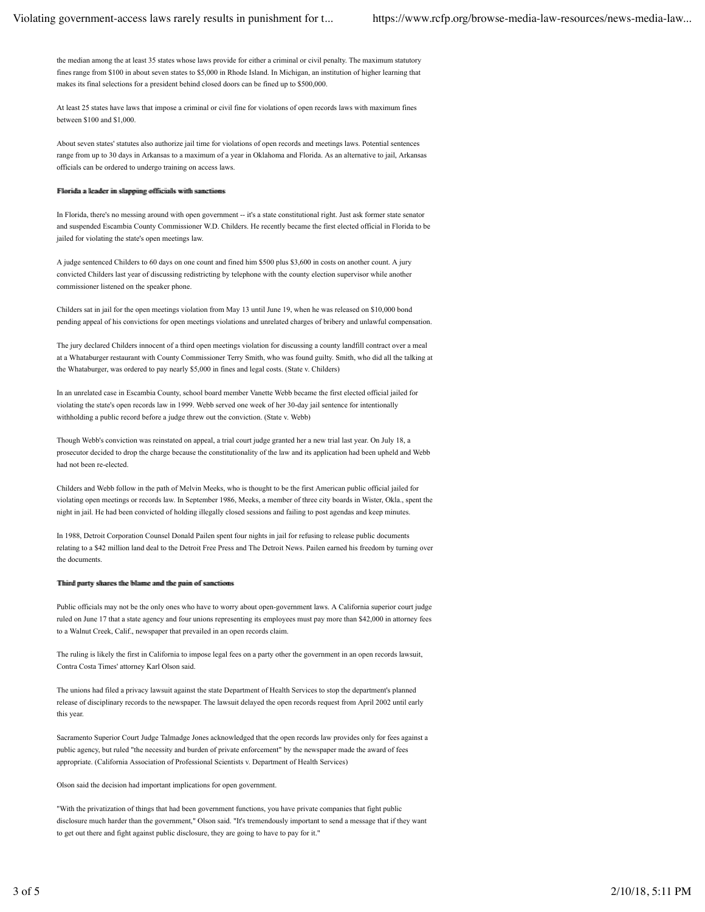the median among the at least 35 states whose laws provide for either a criminal or civil penalty. The maximum statutory fines range from $100 in about seven states to $5,000 in Rhode Island. In Michigan, an institution of higher learning that makes its final selections for a president behind closed doors can be fined up to $500,000.

At least 25 states have laws that impose a criminal or civil fine for violations of open records laws with maximum fines between $100 and $1,000.

About seven states' statutes also authorize jail time for violations of open records and meetings laws. Potential sentences range from up to 30 days in Arkansas to a maximum of a year in Oklahoma and Florida. As an alternative to jail, Arkansas officials can be ordered to undergo training on access laws.

#### Florida a leader in slapping officials with sanctions

In Florida, there's no messing around with open government -- it's a state constitutional right. Just ask former state senator and suspended Escambia County Commissioner W.D. Childers. He recently became the first elected official in Florida to be jailed for violating the state's open meetings law.

A judge sentenced Childers to 60 days on one count and fined him $500 plus $3,600 in costs on another count. A jury convicted Childers last year of discussing redistricting by telephone with the county election supervisor while another commissioner listened on the speaker phone.

Childers sat in jail for the open meetings violation from May 13 until June 19, when he was released on $10,000 bond pending appeal of his convictions for open meetings violations and unrelated charges of bribery and unlawful compensation.

The jury declared Childers innocent of a third open meetings violation for discussing a county landfill contract over a meal at a Whataburger restaurant with County Commissioner Terry Smith, who was found guilty. Smith, who did all the talking at the Whataburger, was ordered to pay nearly $5,000 in fines and legal costs. (State v. Childers)

In an unrelated case in Escambia County, school board member Vanette Webb became the first elected official jailed for violating the state's open records law in 1999. Webb served one week of her 30-day jail sentence for intentionally withholding a public record before a judge threw out the conviction. (State v. Webb)

Though Webb's conviction was reinstated on appeal, a trial court judge granted her a new trial last year. On July 18, a prosecutor decided to drop the charge because the constitutionality of the law and its application had been upheld and Webb had not been re-elected.

Childers and Webb follow in the path of Melvin Meeks, who is thought to be the first American public official jailed for violating open meetings or records law. In September 1986, Meeks, a member of three city boards in Wister, Okla., spent the night in jail. He had been convicted of holding illegally closed sessions and failing to post agendas and keep minutes.

In 1988, Detroit Corporation Counsel Donald Pailen spent four nights in jail for refusing to release public documents relating to a $42 million land deal to the Detroit Free Press and The Detroit News. Pailen earned his freedom by turning over the documents.

#### Third party shares the blame and the pain of sanctions

Public officials may not be the only ones who have to worry about open-government laws. A California superior court judge ruled on June 17 that a state agency and four unions representing its employees must pay more than $42,000 in attorney fees to a Walnut Creek, Calif., newspaper that prevailed in an open records claim.

The ruling is likely the first in California to impose legal fees on a party other the government in an open records lawsuit, Contra Costa Times' attorney Karl Olson said.

The unions had filed a privacy lawsuit against the state Department of Health Services to stop the department's planned release of disciplinary records to the newspaper. The lawsuit delayed the open records request from April 2002 until early this year.

Sacramento Superior Court Judge Talmadge Jones acknowledged that the open records law provides only for fees against a public agency, but ruled "the necessity and burden of private enforcement" by the newspaper made the award of fees appropriate. (California Association of Professional Scientists v. Department of Health Services)

Olson said the decision had important implications for open government.

"With the privatization of things that had been government functions, you have private companies that fight public disclosure much harder than the government," Olson said. "It's tremendously important to send a message that if they want to get out there and fight against public disclosure, they are going to have to pay for it."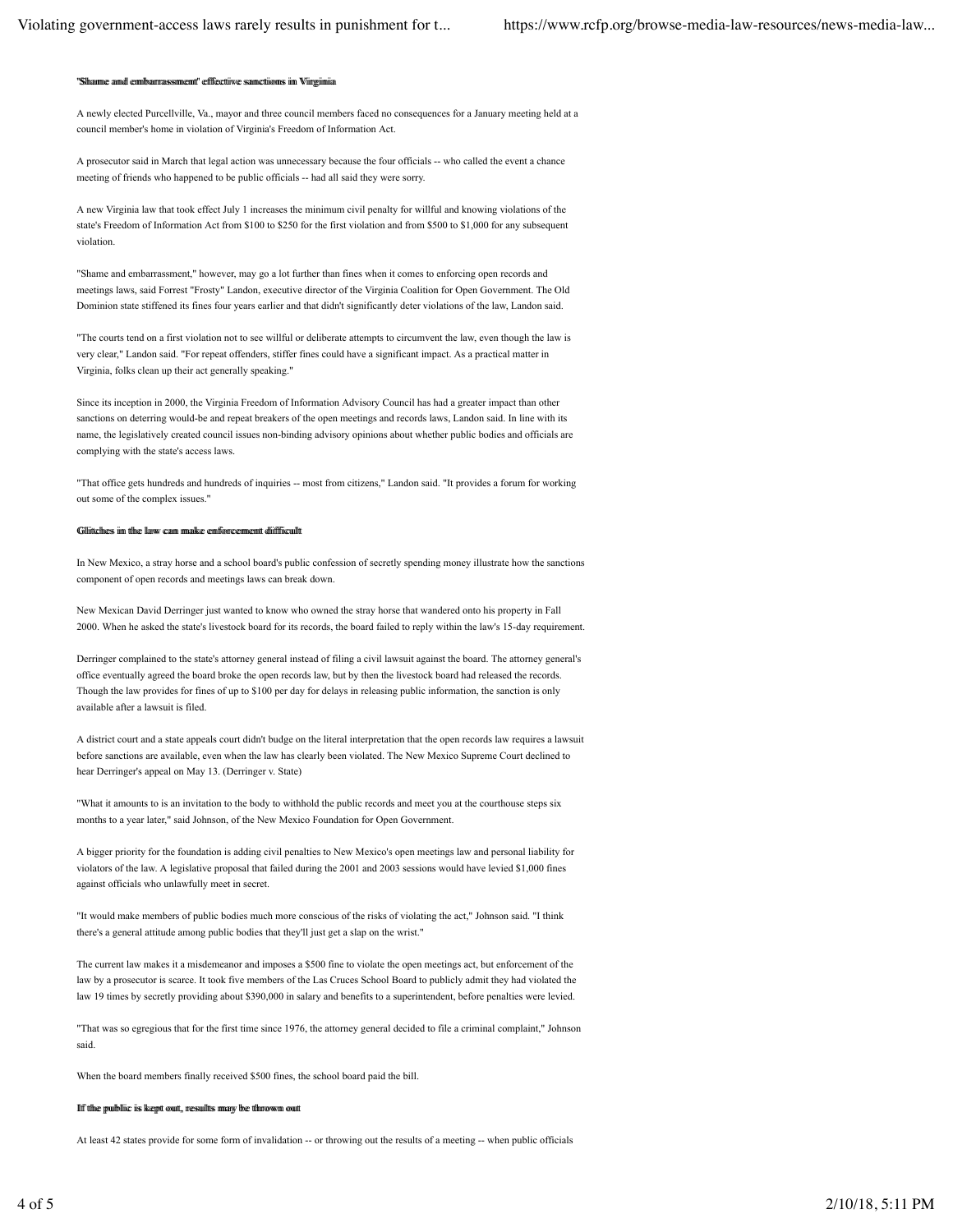#### "Shame and embarrassment" effective sanctions in Virginia

A newly elected Purcellville, Va., mayor and three council members faced no consequences for a January meeting held at a council member's home in violation of Virginia's Freedom of Information Act.

A prosecutor said in March that legal action was unnecessary because the four officials -- who called the event a chance meeting of friends who happened to be public officials -- had all said they were sorry.

A new Virginia law that took effect July 1 increases the minimum civil penalty for willful and knowing violations of the state's Freedom of Information Act from $100 to $250 for the first violation and from $500 to $1,000 for any subsequent violation.

"Shame and embarrassment," however, may go a lot further than fines when it comes to enforcing open records and meetings laws, said Forrest "Frosty" Landon, executive director of the Virginia Coalition for Open Government. The Old Dominion state stiffened its fines four years earlier and that didn't significantly deter violations of the law, Landon said.

"The courts tend on a first violation not to see willful or deliberate attempts to circumvent the law, even though the law is very clear," Landon said. "For repeat offenders, stiffer fines could have a significant impact. As a practical matter in Virginia, folks clean up their act generally speaking."

Since its inception in 2000, the Virginia Freedom of Information Advisory Council has had a greater impact than other sanctions on deterring would-be and repeat breakers of the open meetings and records laws, Landon said. In line with its name, the legislatively created council issues non-binding advisory opinions about whether public bodies and officials are complying with the state's access laws.

"That office gets hundreds and hundreds of inquiries -- most from citizens," Landon said. "It provides a forum for working out some of the complex issues."

#### Glitches in the law can make enforcement difficult

In New Mexico, a stray horse and a school board's public confession of secretly spending money illustrate how the sanctions component of open records and meetings laws can break down.

New Mexican David Derringer just wanted to know who owned the stray horse that wandered onto his property in Fall 2000. When he asked the state's livestock board for its records, the board failed to reply within the law's 15-day requirement.

Derringer complained to the state's attorney general instead of filing a civil lawsuit against the board. The attorney general's office eventually agreed the board broke the open records law, but by then the livestock board had released the records. Though the law provides for fines of up to $100 per day for delays in releasing public information, the sanction is only available after a lawsuit is filed.

A district court and a state appeals court didn't budge on the literal interpretation that the open records law requires a lawsuit before sanctions are available, even when the law has clearly been violated. The New Mexico Supreme Court declined to hear Derringer's appeal on May 13. (Derringer v. State)

"What it amounts to is an invitation to the body to withhold the public records and meet you at the courthouse steps six months to a year later," said Johnson, of the New Mexico Foundation for Open Government.

A bigger priority for the foundation is adding civil penalties to New Mexico's open meetings law and personal liability for violators of the law. A legislative proposal that failed during the 2001 and 2003 sessions would have levied $1,000 fines against officials who unlawfully meet in secret.

"It would make members of public bodies much more conscious of the risks of violating the act," Johnson said. "I think there's a general attitude among public bodies that they'll just get a slap on the wrist."

The current law makes it a misdemeanor and imposes a $500 fine to violate the open meetings act, but enforcement of the law by a prosecutor is scarce. It took five members of the Las Cruces School Board to publicly admit they had violated the law 19 times by secretly providing about $390,000 in salary and benefits to a superintendent, before penalties were levied.

"That was so egregious that for the first time since 1976, the attorney general decided to file a criminal complaint," Johnson said.

When the board members finally received $500 fines, the school board paid the bill.

#### If the public is kept out, results may be thrown out

At least 42 states provide for some form of invalidation -- or throwing out the results of a meeting -- when public officials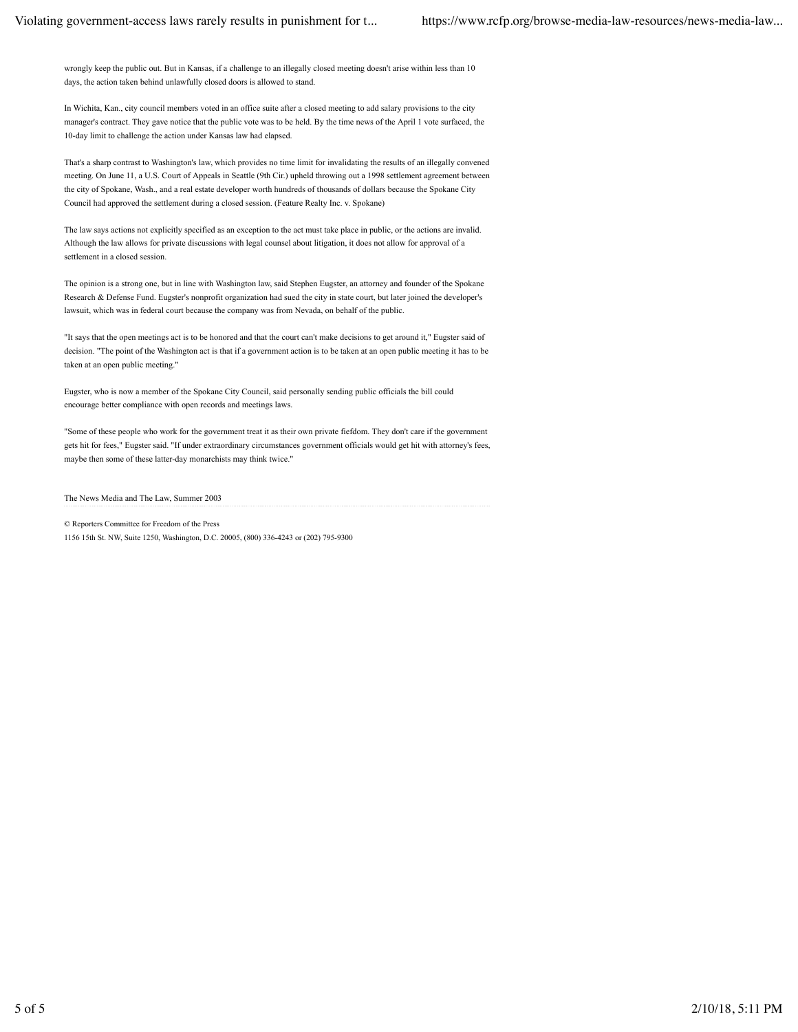wrongly keep the public out. But in Kansas, if a challenge to an illegally closed meeting doesn't arise within less than 10 days, the action taken behind unlawfully closed doors is allowed to stand.

In Wichita, Kan., city council members voted in an office suite after a closed meeting to add salary provisions to the city manager's contract. They gave notice that the public vote was to be held. By the time news of the April 1 vote surfaced, the 10-day limit to challenge the action under Kansas law had elapsed.

That's a sharp contrast to Washington's law, which provides no time limit for invalidating the results of an illegally convened meeting. On June 11, a U.S. Court of Appeals in Seattle (9th Cir.) upheld throwing out a 1998 settlement agreement between the city of Spokane, Wash., and a real estate developer worth hundreds of thousands of dollars because the Spokane City Council had approved the settlement during a closed session. (Feature Realty Inc. v. Spokane)

The law says actions not explicitly specified as an exception to the act must take place in public, or the actions are invalid. Although the law allows for private discussions with legal counsel about litigation, it does not allow for approval of a settlement in a closed session.

The opinion is a strong one, but in line with Washington law, said Stephen Eugster, an attorney and founder of the Spokane Research & Defense Fund. Eugster's nonprofit organization had sued the city in state court, but later joined the developer's lawsuit, which was in federal court because the company was from Nevada, on behalf of the public.

"It says that the open meetings act is to be honored and that the court can't make decisions to get around it," Eugster said of decision. "The point of the Washington act is that if a government action is to be taken at an open public meeting it has to be taken at an open public meeting."

Eugster, who is now a member of the Spokane City Council, said personally sending public officials the bill could encourage better compliance with open records and meetings laws.

"Some of these people who work for the government treat it as their own private fiefdom. They don't care if the government gets hit for fees," Eugster said. "If under extraordinary circumstances government officials would get hit with attorney's fees, maybe then some of these latter-day monarchists may think twice."

The News Media and The Law, Summer 2003

© Reporters Committee for Freedom of the Press
1156 15th St. NW, Suite 1250, Washington, D.C. 20005, (800) 336-4243 or (202) 795-9300